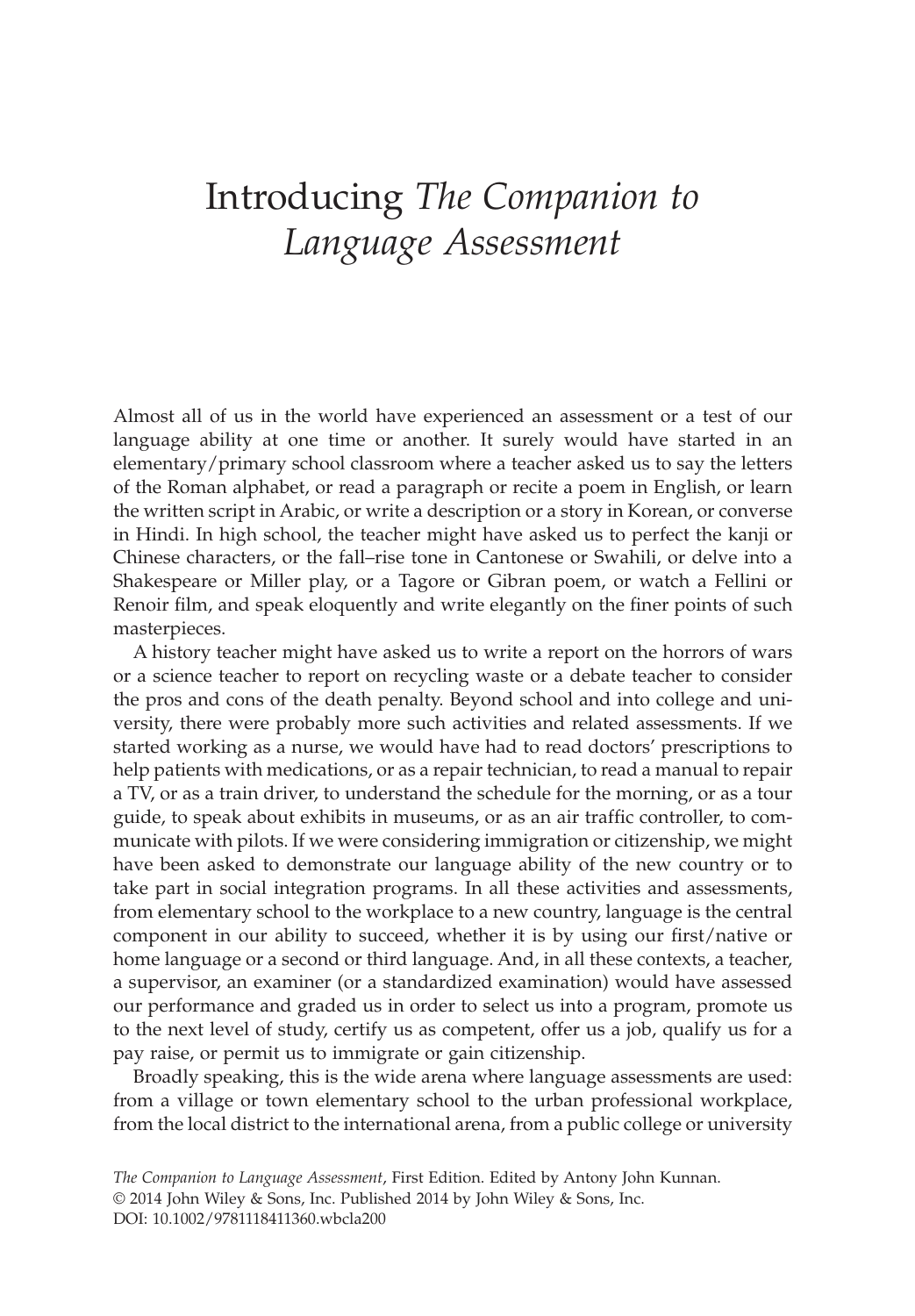# Introducing *The Companion to Language Assessment*

Almost all of us in the world have experienced an assessment or a test of our language ability at one time or another. It surely would have started in an elementary/primary school classroom where a teacher asked us to say the letters of the Roman alphabet, or read a paragraph or recite a poem in English, or learn the written script in Arabic, or write a description or a story in Korean, or converse in Hindi. In high school, the teacher might have asked us to perfect the kanji or Chinese characters, or the fall–rise tone in Cantonese or Swahili, or delve into a Shakespeare or Miller play, or a Tagore or Gibran poem, or watch a Fellini or Renoir film, and speak eloquently and write elegantly on the finer points of such masterpieces.

A history teacher might have asked us to write a report on the horrors of wars or a science teacher to report on recycling waste or a debate teacher to consider the pros and cons of the death penalty. Beyond school and into college and university, there were probably more such activities and related assessments. If we started working as a nurse, we would have had to read doctors' prescriptions to help patients with medications, or as a repair technician, to read a manual to repair a TV, or as a train driver, to understand the schedule for the morning, or as a tour guide, to speak about exhibits in museums, or as an air traffic controller, to communicate with pilots. If we were considering immigration or citizenship, we might have been asked to demonstrate our language ability of the new country or to take part in social integration programs. In all these activities and assessments, from elementary school to the workplace to a new country, language is the central component in our ability to succeed, whether it is by using our first/native or home language or a second or third language. And, in all these contexts, a teacher, a supervisor, an examiner (or a standardized examination) would have assessed our performance and graded us in order to select us into a program, promote us to the next level of study, certify us as competent, offer us a job, qualify us for a pay raise, or permit us to immigrate or gain citizenship.

Broadly speaking, this is the wide arena where language assessments are used: from a village or town elementary school to the urban professional workplace, from the local district to the international arena, from a public college or university

*The Companion to Language Assessment*, First Edition. Edited by Antony John Kunnan.
© 2014 John Wiley & Sons, Inc. Published 2014 by John Wiley & Sons, Inc.
DOI: 10.1002/9781118411360.wbcla200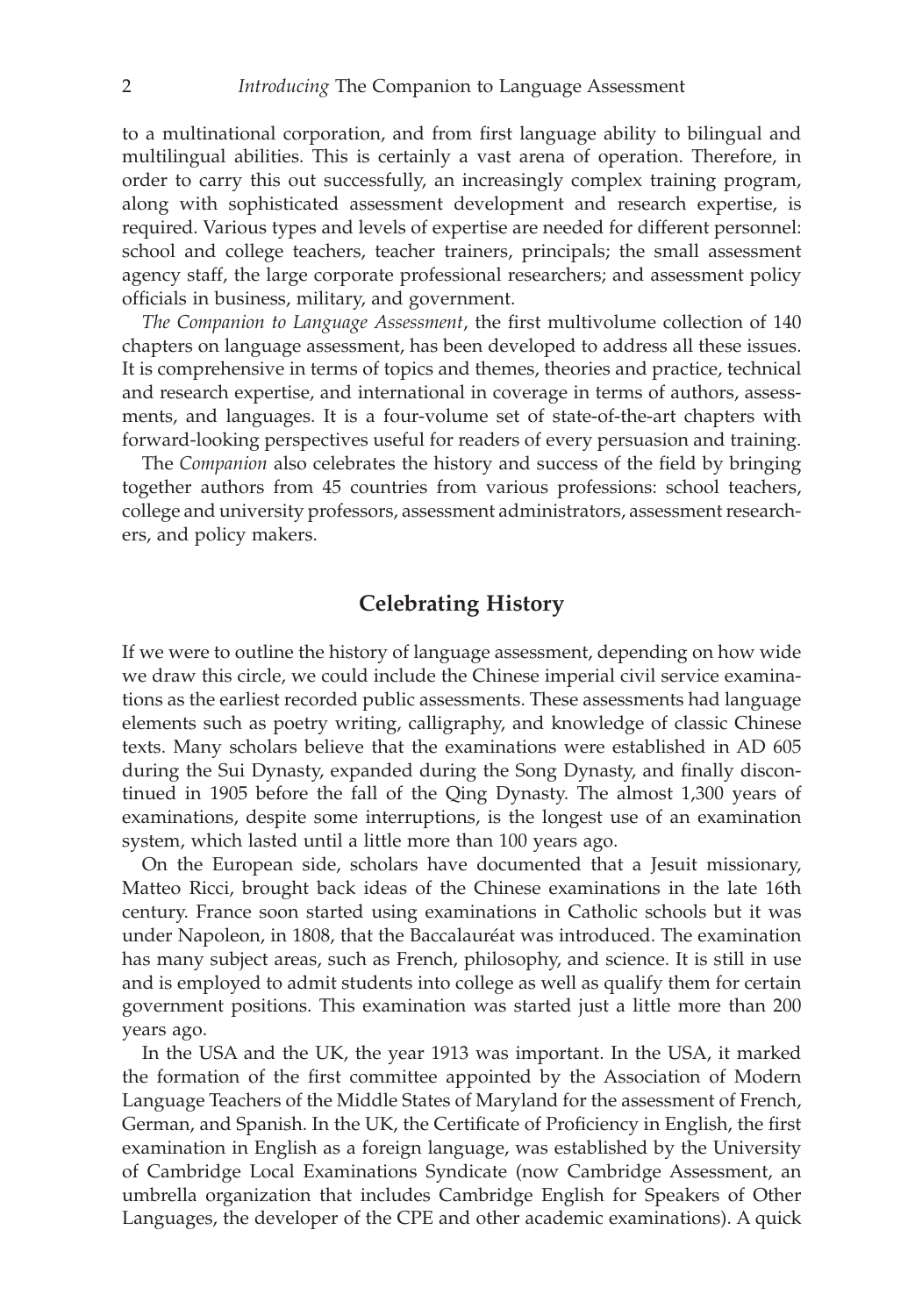to a multinational corporation, and from first language ability to bilingual and multilingual abilities. This is certainly a vast arena of operation. Therefore, in order to carry this out successfully, an increasingly complex training program, along with sophisticated assessment development and research expertise, is required. Various types and levels of expertise are needed for different personnel: school and college teachers, teacher trainers, principals; the small assessment agency staff, the large corporate professional researchers; and assessment policy officials in business, military, and government.

*The Companion to Language Assessment*, the first multivolume collection of 140 chapters on language assessment, has been developed to address all these issues. It is comprehensive in terms of topics and themes, theories and practice, technical and research expertise, and international in coverage in terms of authors, assessments, and languages. It is a four-volume set of state-of-the-art chapters with forward-looking perspectives useful for readers of every persuasion and training.

The *Companion* also celebrates the history and success of the field by bringing together authors from 45 countries from various professions: school teachers, college and university professors, assessment administrators, assessment researchers, and policy makers.

## Celebrating History

If we were to outline the history of language assessment, depending on how wide we draw this circle, we could include the Chinese imperial civil service examinations as the earliest recorded public assessments. These assessments had language elements such as poetry writing, calligraphy, and knowledge of classic Chinese texts. Many scholars believe that the examinations were established in AD 605 during the Sui Dynasty, expanded during the Song Dynasty, and finally discontinued in 1905 before the fall of the Qing Dynasty. The almost 1,300 years of examinations, despite some interruptions, is the longest use of an examination system, which lasted until a little more than 100 years ago.

On the European side, scholars have documented that a Jesuit missionary, Matteo Ricci, brought back ideas of the Chinese examinations in the late 16th century. France soon started using examinations in Catholic schools but it was under Napoleon, in 1808, that the Baccalauréat was introduced. The examination has many subject areas, such as French, philosophy, and science. It is still in use and is employed to admit students into college as well as qualify them for certain government positions. This examination was started just a little more than 200 years ago.

In the USA and the UK, the year 1913 was important. In the USA, it marked the formation of the first committee appointed by the Association of Modern Language Teachers of the Middle States of Maryland for the assessment of French, German, and Spanish. In the UK, the Certificate of Proficiency in English, the first examination in English as a foreign language, was established by the University of Cambridge Local Examinations Syndicate (now Cambridge Assessment, an umbrella organization that includes Cambridge English for Speakers of Other Languages, the developer of the CPE and other academic examinations). A quick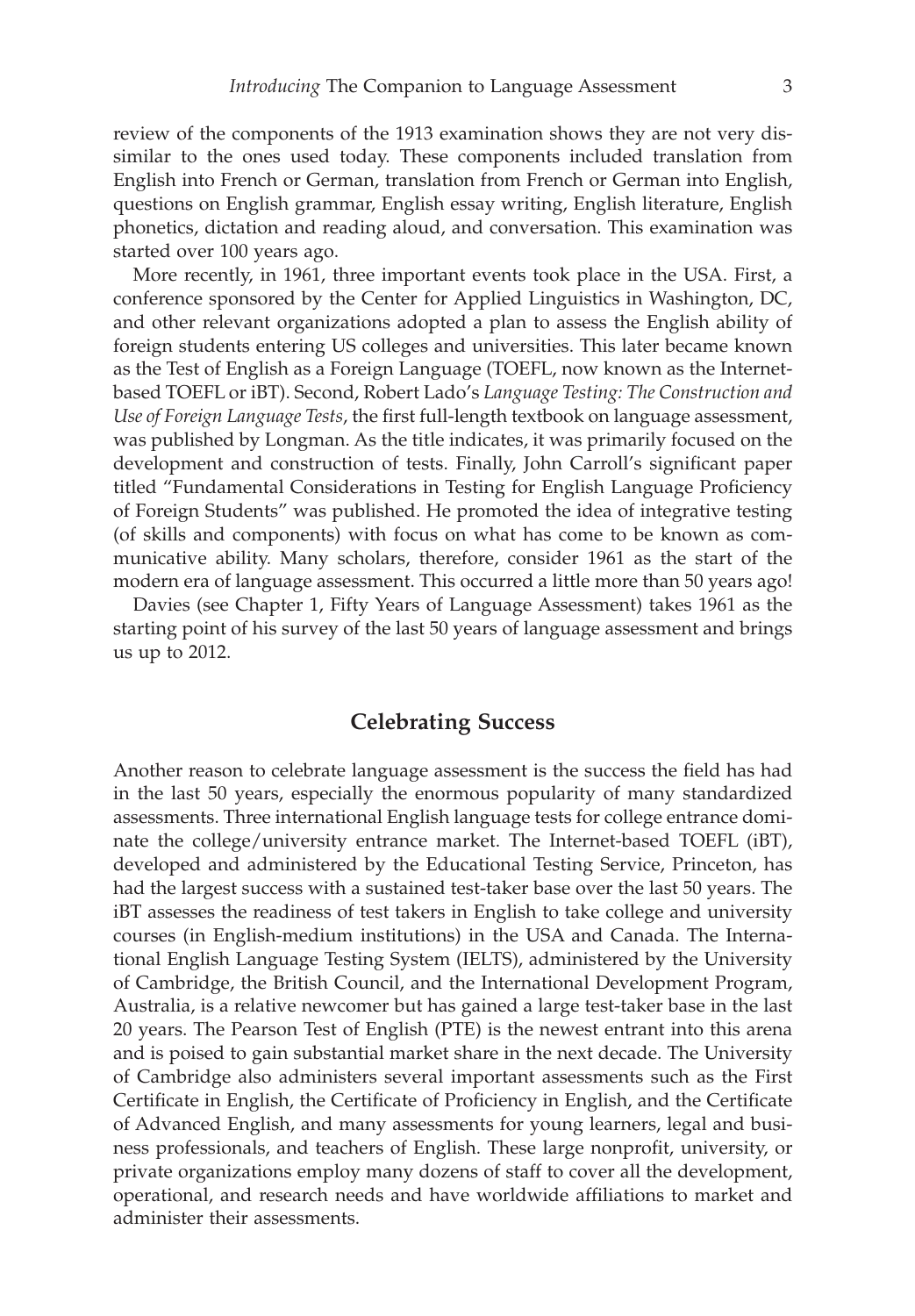review of the components of the 1913 examination shows they are not very dissimilar to the ones used today. These components included translation from English into French or German, translation from French or German into English, questions on English grammar, English essay writing, English literature, English phonetics, dictation and reading aloud, and conversation. This examination was started over 100 years ago.

More recently, in 1961, three important events took place in the USA. First, a conference sponsored by the Center for Applied Linguistics in Washington, DC, and other relevant organizations adopted a plan to assess the English ability of foreign students entering US colleges and universities. This later became known as the Test of English as a Foreign Language (TOEFL, now known as the Internet-based TOEFL or iBT). Second, Robert Lado's *Language Testing: The Construction and Use of Foreign Language Tests*, the first full-length textbook on language assessment, was published by Longman. As the title indicates, it was primarily focused on the development and construction of tests. Finally, John Carroll's significant paper titled "Fundamental Considerations in Testing for English Language Proficiency of Foreign Students" was published. He promoted the idea of integrative testing (of skills and components) with focus on what has come to be known as communicative ability. Many scholars, therefore, consider 1961 as the start of the modern era of language assessment. This occurred a little more than 50 years ago!

Davies (see Chapter 1, Fifty Years of Language Assessment) takes 1961 as the starting point of his survey of the last 50 years of language assessment and brings us up to 2012.

## Celebrating Success

Another reason to celebrate language assessment is the success the field has had in the last 50 years, especially the enormous popularity of many standardized assessments. Three international English language tests for college entrance dominate the college/university entrance market. The Internet-based TOEFL (iBT), developed and administered by the Educational Testing Service, Princeton, has had the largest success with a sustained test-taker base over the last 50 years. The iBT assesses the readiness of test takers in English to take college and university courses (in English-medium institutions) in the USA and Canada. The International English Language Testing System (IELTS), administered by the University of Cambridge, the British Council, and the International Development Program, Australia, is a relative newcomer but has gained a large test-taker base in the last 20 years. The Pearson Test of English (PTE) is the newest entrant into this arena and is poised to gain substantial market share in the next decade. The University of Cambridge also administers several important assessments such as the First Certificate in English, the Certificate of Proficiency in English, and the Certificate of Advanced English, and many assessments for young learners, legal and business professionals, and teachers of English. These large nonprofit, university, or private organizations employ many dozens of staff to cover all the development, operational, and research needs and have worldwide affiliations to market and administer their assessments.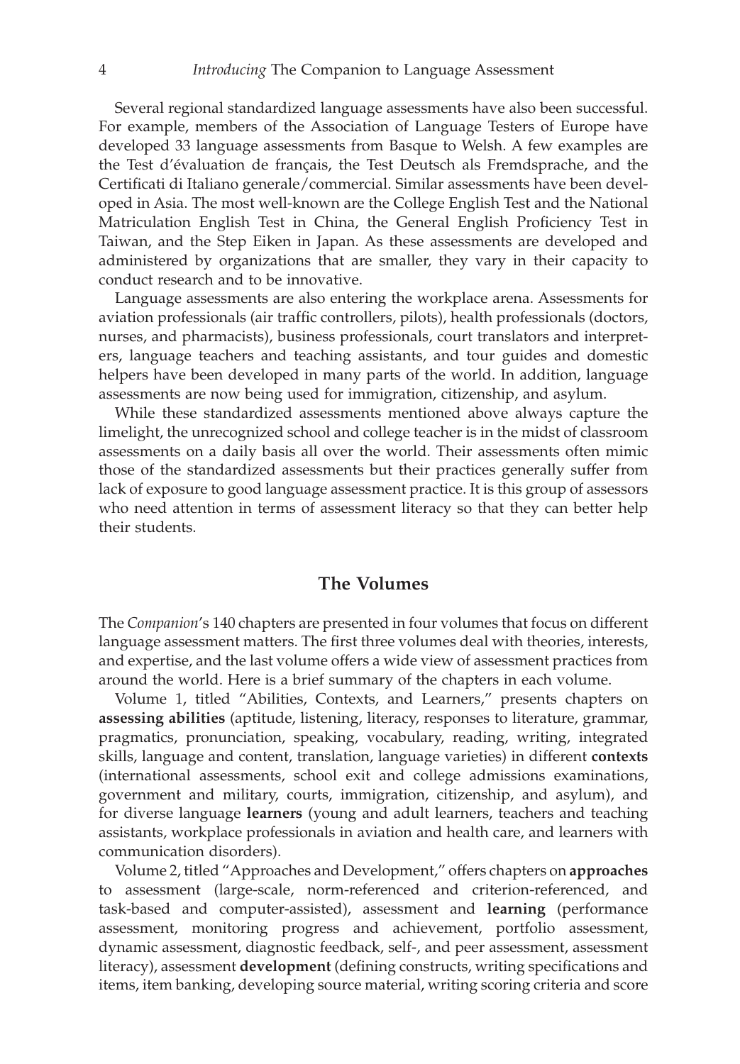Several regional standardized language assessments have also been successful. For example, members of the Association of Language Testers of Europe have developed 33 language assessments from Basque to Welsh. A few examples are the Test d'évaluation de français, the Test Deutsch als Fremdsprache, and the Certificati di Italiano generale/commercial. Similar assessments have been developed in Asia. The most well-known are the College English Test and the National Matriculation English Test in China, the General English Proficiency Test in Taiwan, and the Step Eiken in Japan. As these assessments are developed and administered by organizations that are smaller, they vary in their capacity to conduct research and to be innovative.

Language assessments are also entering the workplace arena. Assessments for aviation professionals (air traffic controllers, pilots), health professionals (doctors, nurses, and pharmacists), business professionals, court translators and interpreters, language teachers and teaching assistants, and tour guides and domestic helpers have been developed in many parts of the world. In addition, language assessments are now being used for immigration, citizenship, and asylum.

While these standardized assessments mentioned above always capture the limelight, the unrecognized school and college teacher is in the midst of classroom assessments on a daily basis all over the world. Their assessments often mimic those of the standardized assessments but their practices generally suffer from lack of exposure to good language assessment practice. It is this group of assessors who need attention in terms of assessment literacy so that they can better help their students.

## The Volumes

The *Companion*'s 140 chapters are presented in four volumes that focus on different language assessment matters. The first three volumes deal with theories, interests, and expertise, and the last volume offers a wide view of assessment practices from around the world. Here is a brief summary of the chapters in each volume.

Volume 1, titled "Abilities, Contexts, and Learners," presents chapters on **assessing abilities** (aptitude, listening, literacy, responses to literature, grammar, pragmatics, pronunciation, speaking, vocabulary, reading, writing, integrated skills, language and content, translation, language varieties) in different **contexts** (international assessments, school exit and college admissions examinations, government and military, courts, immigration, citizenship, and asylum), and for diverse language **learners** (young and adult learners, teachers and teaching assistants, workplace professionals in aviation and health care, and learners with communication disorders).

Volume 2, titled "Approaches and Development," offers chapters on **approaches** to assessment (large-scale, norm-referenced and criterion-referenced, and task-based and computer-assisted), assessment and **learning** (performance assessment, monitoring progress and achievement, portfolio assessment, dynamic assessment, diagnostic feedback, self-, and peer assessment, assessment literacy), assessment **development** (defining constructs, writing specifications and items, item banking, developing source material, writing scoring criteria and score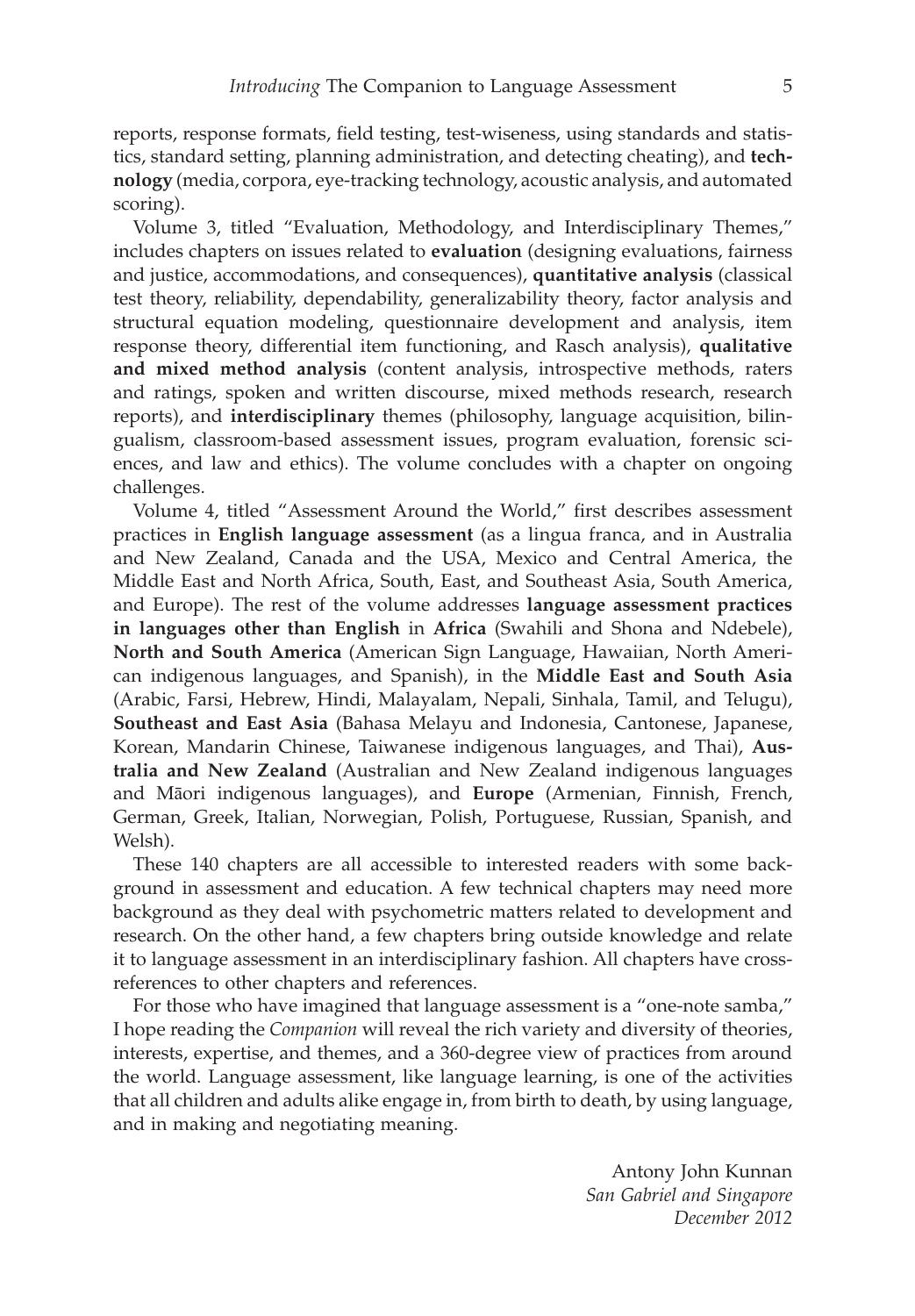reports, response formats, field testing, test-wiseness, using standards and statistics, standard setting, planning administration, and detecting cheating), and **technology** (media, corpora, eye-tracking technology, acoustic analysis, and automated scoring).

Volume 3, titled "Evaluation, Methodology, and Interdisciplinary Themes," includes chapters on issues related to **evaluation** (designing evaluations, fairness and justice, accommodations, and consequences), **quantitative analysis** (classical test theory, reliability, dependability, generalizability theory, factor analysis and structural equation modeling, questionnaire development and analysis, item response theory, differential item functioning, and Rasch analysis), **qualitative and mixed method analysis** (content analysis, introspective methods, raters and ratings, spoken and written discourse, mixed methods research, research reports), and **interdisciplinary** themes (philosophy, language acquisition, bilingualism, classroom-based assessment issues, program evaluation, forensic sciences, and law and ethics). The volume concludes with a chapter on ongoing challenges.

Volume 4, titled "Assessment Around the World," first describes assessment practices in **English language assessment** (as a lingua franca, and in Australia and New Zealand, Canada and the USA, Mexico and Central America, the Middle East and North Africa, South, East, and Southeast Asia, South America, and Europe). The rest of the volume addresses **language assessment practices in languages other than English** in **Africa** (Swahili and Shona and Ndebele), **North and South America** (American Sign Language, Hawaiian, North American indigenous languages, and Spanish), in the **Middle East and South Asia** (Arabic, Farsi, Hebrew, Hindi, Malayalam, Nepali, Sinhala, Tamil, and Telugu), **Southeast and East Asia** (Bahasa Melayu and Indonesia, Cantonese, Japanese, Korean, Mandarin Chinese, Taiwanese indigenous languages, and Thai), **Australia and New Zealand** (Australian and New Zealand indigenous languages and Māori indigenous languages), and **Europe** (Armenian, Finnish, French, German, Greek, Italian, Norwegian, Polish, Portuguese, Russian, Spanish, and Welsh).

These 140 chapters are all accessible to interested readers with some background in assessment and education. A few technical chapters may need more background as they deal with psychometric matters related to development and research. On the other hand, a few chapters bring outside knowledge and relate it to language assessment in an interdisciplinary fashion. All chapters have cross-references to other chapters and references.

For those who have imagined that language assessment is a "one-note samba," I hope reading the *Companion* will reveal the rich variety and diversity of theories, interests, expertise, and themes, and a 360-degree view of practices from around the world. Language assessment, like language learning, is one of the activities that all children and adults alike engage in, from birth to death, by using language, and in making and negotiating meaning.

Antony John Kunnan
*San Gabriel and Singapore*
*December 2012*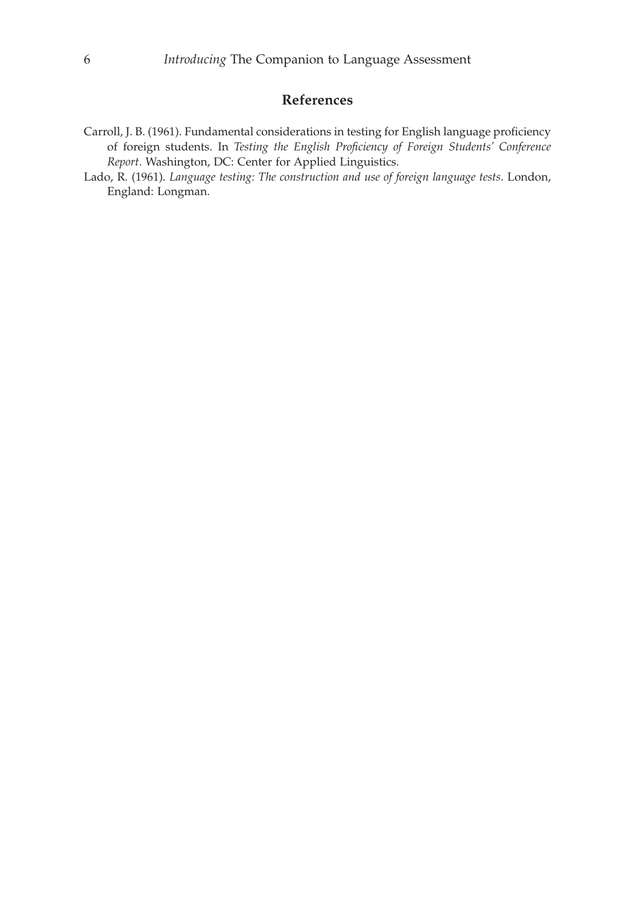## References

Carroll, J. B. (1961). Fundamental considerations in testing for English language proficiency of foreign students. In *Testing the English Proficiency of Foreign Students' Conference Report*. Washington, DC: Center for Applied Linguistics.

Lado, R. (1961). *Language testing: The construction and use of foreign language tests*. London, England: Longman.